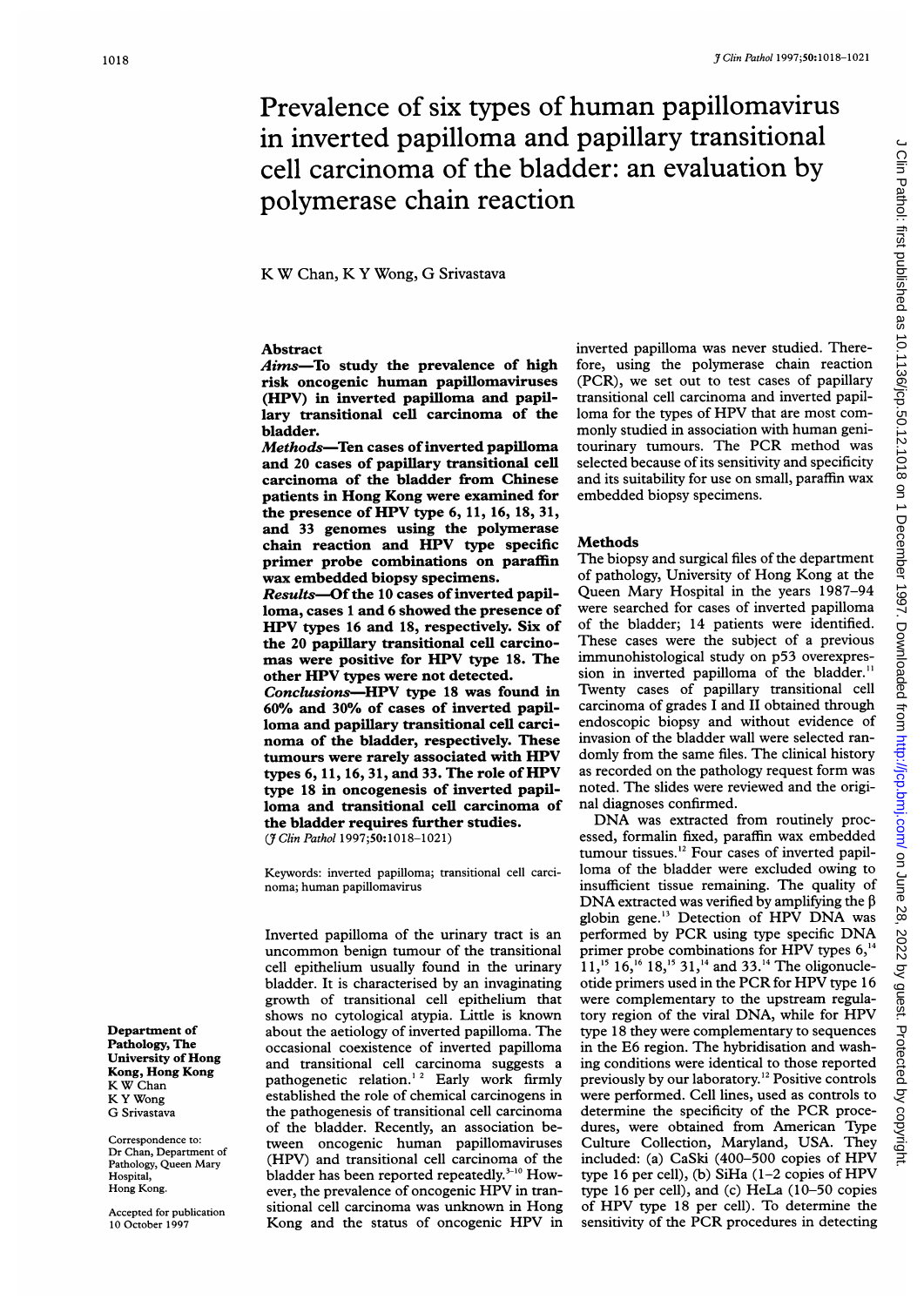# Prevalence of six types of human papillomavirus in inverted papilloma and papillary transitional cell carcinoma of the bladder: an evaluation by polymerase chain reaction

K W Chan, K Y Wong, G Srivastava

## Abstract

***Aims*—To study the prevalence of high risk oncogenic human papillomaviruses (HPV) in inverted papilloma and papillary transitional cell carcinoma of the bladder.**

***Methods*—Ten cases of inverted papilloma and 20 cases of papillary transitional cell carcinoma of the bladder from Chinese patients in Hong Kong were examined for the presence of HPV type 6, 11, 16, 18, 31, and 33 genomes using the polymerase chain reaction and HPV type specific primer probe combinations on paraffin wax embedded biopsy specimens.**

***Results*—Of the 10 cases of inverted papilloma, cases 1 and 6 showed the presence of HPV types 16 and 18, respectively. Six of the 20 papillary transitional cell carcinomas were positive for HPV type 18. The other HPV types were not detected.**

***Conclusions*—HPV type 18 was found in 60% and 30% of cases of inverted papilloma and papillary transitional cell carcinoma of the bladder, respectively. These tumours were rarely associated with HPV types 6, 11, 16, 31, and 33. The role of HPV type 18 in oncogenesis of inverted papilloma and transitional cell carcinoma of the bladder requires further studies.**

(*J Clin Pathol* 1997;**50**:1018–1021)

Keywords: inverted papilloma; transitional cell carcinoma; human papillomavirus

Inverted papilloma of the urinary tract is an uncommon benign tumour of the transitional cell epithelium usually found in the urinary bladder. It is characterised by an invaginating growth of transitional cell epithelium that shows no cytological atypia. Little is known about the aetiology of inverted papilloma. The occasional coexistence of inverted papilloma and transitional cell carcinoma suggests a pathogenetic relation.[1 2] Early work firmly established the role of chemical carcinogens in the pathogenesis of transitional cell carcinoma of the bladder. Recently, an association between oncogenic human papillomaviruses (HPV) and transitional cell carcinoma of the bladder has been reported repeatedly.[3–10] However, the prevalence of oncogenic HPV in transitional cell carcinoma was unknown in Hong Kong and the status of oncogenic HPV in inverted papilloma was never studied. Therefore, using the polymerase chain reaction (PCR), we set out to test cases of papillary transitional cell carcinoma and inverted papilloma for the types of HPV that are most commonly studied in association with human genitourinary tumours. The PCR method was selected because of its sensitivity and specificity and its suitability for use on small, paraffin wax embedded biopsy specimens.

Department of Pathology, The University of Hong Kong, Hong Kong
K W Chan
K Y Wong
G Srivastava

Correspondence to: Dr Chan, Department of Pathology, Queen Mary Hospital, Hong Kong.

Accepted for publication 10 October 1997

## Methods

The biopsy and surgical files of the department of pathology, University of Hong Kong at the Queen Mary Hospital in the years 1987–94 were searched for cases of inverted papilloma of the bladder; 14 patients were identified. These cases were the subject of a previous immunohistological study on p53 overexpression in inverted papilloma of the bladder.[11] Twenty cases of papillary transitional cell carcinoma of grades I and II obtained through endoscopic biopsy and without evidence of invasion of the bladder wall were selected randomly from the same files. The clinical history as recorded on the pathology request form was noted. The slides were reviewed and the original diagnoses confirmed.

DNA was extracted from routinely processed, formalin fixed, paraffin wax embedded tumour tissues.[12] Four cases of inverted papilloma of the bladder were excluded owing to insufficient tissue remaining. The quality of DNA extracted was verified by amplifying the β globin gene.[13] Detection of HPV DNA was performed by PCR using type specific DNA primer probe combinations for HPV types 6,[14] 11,[15] 16,[16] 18,[15] 31,[14] and 33.[14] The oligonucleotide primers used in the PCR for HPV type 16 were complementary to the upstream regulatory region of the viral DNA, while for HPV type 18 they were complementary to sequences in the E6 region. The hybridisation and washing conditions were identical to those reported previously by our laboratory.[12] Positive controls were performed. Cell lines, used as controls to determine the specificity of the PCR procedures, were obtained from American Type Culture Collection, Maryland, USA. They included: (a) CaSki (400–500 copies of HPV type 16 per cell), (b) SiHa (1–2 copies of HPV type 16 per cell), and (c) HeLa (10–50 copies of HPV type 18 per cell). To determine the sensitivity of the PCR procedures in detecting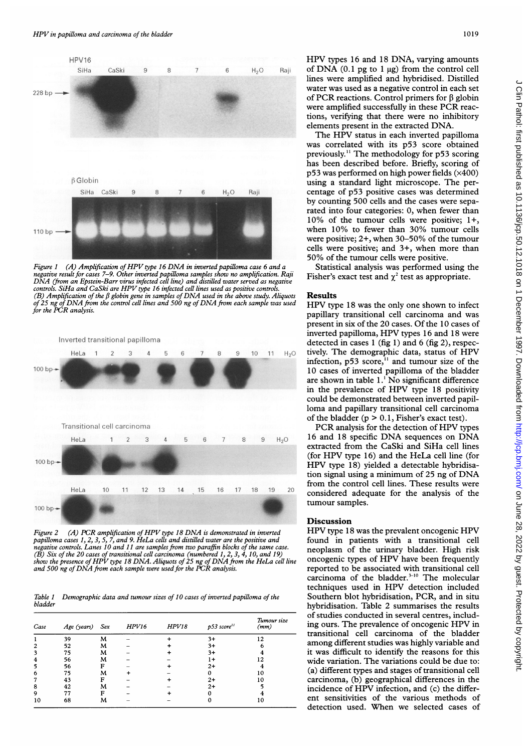Figure 1 (A) Amplification of HPV type 16 DNA in inverted papilloma case 6 and a negative result for cases 7–9. Other inverted papilloma samples show no amplification. Raji DNA (from an Epstein-Barr virus infected cell line) and distilled water served as negative controls. SiHa and CaSki are HPV type 16 infected cell lines used as positive controls. (B) Amplification of the β globin gene in samples of DNA used in the above study. Aliquots of 25 ng of DNA from the control cell lines and 500 ng of DNA from each sample was used for the PCR analysis.

Figure 2 (A) PCR amplification of HPV type 18 DNA is demonstrated in inverted papilloma cases 1, 2, 3, 5, 7, and 9. HeLa cells and distilled water are the positive and negative controls. Lanes 10 and 11 are samples from two paraffin blocks of the same case. (B) Six of the 20 cases of transitional cell carcinoma (numbered 1, 2, 3, 4, 10, and 19) show the presence of HPV type 18 DNA. Aliquots of 25 ng of DNA from the HeLa cell line and 500 ng of DNA from each sample were used for the PCR analysis.

Table 1 Demographic data and tumour sizes of 10 cases of inverted papilloma of the bladder

| Case | Age (years) | Sex | HPV16 | HPV18 | p53 score[11] | Tumour size (mm) |
|---|---|---|---|---|---|---|
| 1 | 39 | M | – | + | 3+ | 12 |
| 2 | 52 | M | – | + | 3+ | 6 |
| 3 | 75 | M | – | + | 3+ | 4 |
| 4 | 56 | M | – | – | 1+ | 12 |
| 5 | 56 | F | – | + | 2+ | 4 |
| 6 | 75 | M | + | – | 0 | 10 |
| 7 | 43 | F | – | + | 2+ | 10 |
| 8 | 42 | M | – | – | 2+ | 5 |
| 9 | 77 | F | – | + | 0 | 4 |
| 10 | 68 | M | – | – | 0 | 10 |

HPV types 16 and 18 DNA, varying amounts of DNA (0.1 pg to 1 μg) from the control cell lines were amplified and hybridised. Distilled water was used as a negative control in each set of PCR reactions. Control primers for β globin were amplified successfully in these PCR reactions, verifying that there were no inhibitory elements present in the extracted DNA.

The HPV status in each inverted papilloma was correlated with its p53 score obtained previously.[11] The methodology for p53 scoring has been described before. Briefly, scoring of p53 was performed on high power fields (×400) using a standard light microscope. The percentage of p53 positive cases was determined by counting 500 cells and the cases were separated into four categories: 0, when fewer than 10% of the tumour cells were positive; 1+, when 10% to fewer than 30% tumour cells were positive; 2+, when 30–50% of the tumour cells were positive; and 3+, when more than 50% of the tumour cells were positive.

Statistical analysis was performed using the Fisher's exact test and $\chi^2$ test as appropriate.

## Results

HPV type 18 was the only one shown to infect papillary transitional cell carcinoma and was present in six of the 20 cases. Of the 10 cases of inverted papilloma, HPV types 16 and 18 were detected in cases 1 (fig 1) and 6 (fig 2), respectively. The demographic data, status of HPV infection, p53 score,[11] and tumour size of the 10 cases of inverted papilloma of the bladder are shown in table 1.[1] No significant difference in the prevalence of HPV type 18 positivity could be demonstrated between inverted papilloma and papillary transitional cell carcinoma of the bladder ($p > 0.1$, Fisher's exact test).

PCR analysis for the detection of HPV types 16 and 18 specific DNA sequences on DNA extracted from the CaSki and SiHa cell lines (for HPV type 16) and the HeLa cell line (for HPV type 18) yielded a detectable hybridisation signal using a minimum of 25 ng of DNA from the control cell lines. These results were considered adequate for the analysis of the tumour samples.

## Discussion

HPV type 18 was the prevalent oncogenic HPV found in patients with a transitional cell neoplasm of the urinary bladder. High risk oncogenic types of HPV have been frequently reported to be associated with transitional cell carcinoma of the bladder.[3–10] The molecular techniques used in HPV detection included Southern blot hybridisation, PCR, and in situ hybridisation. Table 2 summarises the results of studies conducted in several centres, including ours. The prevalence of oncogenic HPV in transitional cell carcinoma of the bladder among different studies was highly variable and it was difficult to identify the reasons for this wide variation. The variations could be due to: (a) different types and stages of transitional cell carcinoma, (b) geographical differences in the incidence of HPV infection, and (c) the different sensitivities of the various methods of detection used. When we selected cases of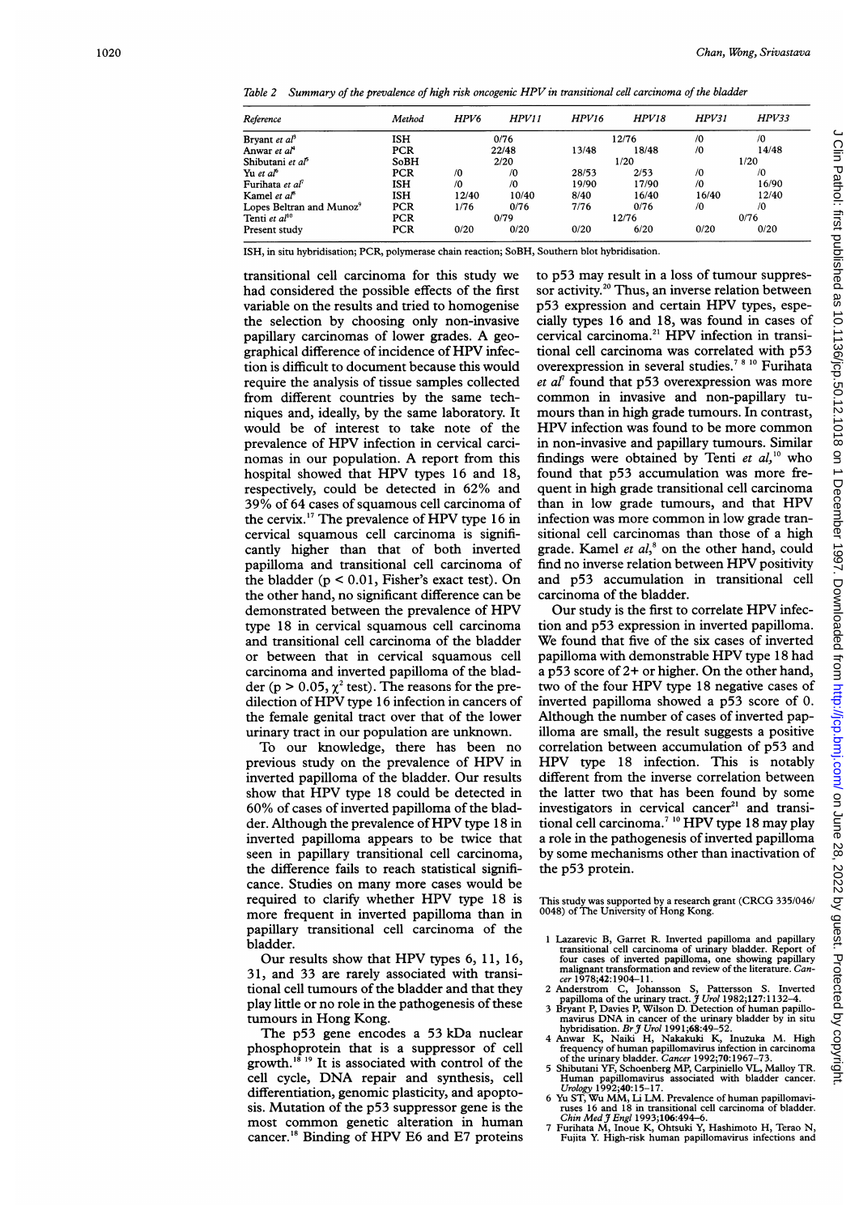*Table 2 Summary of the prevalence of high risk oncogenic HPV in transitional cell carcinoma of the bladder*

| Reference | Method | HPV6 | HPV11 | HPV16 | HPV18 | HPV31 | HPV33 |
|---|---|---|---|---|---|---|---|
| Bryant *et al*[3] | ISH | 0/76 | | 12/76 | | /0 | /0 |
| Anwar *et al*[4] | PCR | 22/48 | | 13/48 | 18/48 | /0 | 14/48 |
| Shibutani *et al*[5] | SoBH | 2/20 | | 1/20 | | 1/20 | |
| Yu *et al*[6] | PCR | /0 | /0 | 28/53 | 2/53 | /0 | /0 |
| Furihata *et al*[7] | ISH | /0 | /0 | 19/90 | 17/90 | /0 | 16/90 |
| Kamel *et al*[8] | ISH | 12/40 | 10/40 | 8/40 | 16/40 | 16/40 | 12/40 |
| Lopes Beltran and Munoz[9] | PCR | 1/76 | 0/76 | 7/76 | 0/76 | /0 | /0 |
| Tenti *et al*[10] | PCR | 0/79 | | 12/76 | | 0/76 | |
| Present study | PCR | 0/20 | 0/20 | 0/20 | 6/20 | 0/20 | 0/20 |

ISH, in situ hybridisation; PCR, polymerase chain reaction; SoBH, Southern blot hybridisation.

transitional cell carcinoma for this study we had considered the possible effects of the first variable on the results and tried to homogenise the selection by choosing only non-invasive papillary carcinomas of lower grades. A geographical difference of incidence of HPV infection is difficult to document because this would require the analysis of tissue samples collected from different countries by the same techniques and, ideally, by the same laboratory. It would be of interest to take note of the prevalence of HPV infection in cervical carcinomas in our population. A report from this hospital showed that HPV types 16 and 18, respectively, could be detected in 62% and 39% of 64 cases of squamous cell carcinoma of the cervix.[17] The prevalence of HPV type 16 in cervical squamous cell carcinoma is significantly higher than that of both inverted papilloma and transitional cell carcinoma of the bladder ($p < 0.01$, Fisher's exact test). On the other hand, no significant difference can be demonstrated between the prevalence of HPV type 18 in cervical squamous cell carcinoma and transitional cell carcinoma of the bladder or between that in cervical squamous cell carcinoma and inverted papilloma of the bladder ($p > 0.05$, $\chi^2$ test). The reasons for the predilection of HPV type 16 infection in cancers of the female genital tract over that of the lower urinary tract in our population are unknown.

To our knowledge, there has been no previous study on the prevalence of HPV in inverted papilloma of the bladder. Our results show that HPV type 18 could be detected in 60% of cases of inverted papilloma of the bladder. Although the prevalence of HPV type 18 in inverted papilloma appears to be twice that seen in papillary transitional cell carcinoma, the difference fails to reach statistical significance. Studies on many more cases would be required to clarify whether HPV type 18 is more frequent in inverted papilloma than in papillary transitional cell carcinoma of the bladder.

Our results show that HPV types 6, 11, 16, 31, and 33 are rarely associated with transitional cell tumours of the bladder and that they play little or no role in the pathogenesis of these tumours in Hong Kong.

The p53 gene encodes a 53 kDa nuclear phosphoprotein that is a suppressor of cell growth.[18,19] It is associated with control of the cell cycle, DNA repair and synthesis, cell differentiation, genomic plasticity, and apoptosis. Mutation of the p53 suppressor gene is the most common genetic alteration in human cancer.[18] Binding of HPV E6 and E7 proteins to p53 may result in a loss of tumour suppressor activity.[20] Thus, an inverse relation between p53 expression and certain HPV types, especially types 16 and 18, was found in cases of cervical carcinoma.[21] HPV infection in transitional cell carcinoma was correlated with p53 overexpression in several studies.[7,8,10] Furihata *et al*[7] found that p53 overexpression was more common in invasive and non-papillary tumours than in high grade tumours. In contrast, HPV infection was found to be more common in non-invasive and papillary tumours. Similar findings were obtained by Tenti *et al*,[10] who found that p53 accumulation was more frequent in high grade transitional cell carcinoma than in low grade tumours, and that HPV infection was more common in low grade transitional cell carcinomas than those of a high grade. Kamel *et al*,[8] on the other hand, could find no inverse relation between HPV positivity and p53 accumulation in transitional cell carcinoma of the bladder.

Our study is the first to correlate HPV infection and p53 expression in inverted papilloma. We found that five of the six cases of inverted papilloma with demonstrable HPV type 18 had a p53 score of 2+ or higher. On the other hand, two of the four HPV type 18 negative cases of inverted papilloma showed a p53 score of 0. Although the number of cases of inverted papilloma are small, the result suggests a positive correlation between accumulation of p53 and HPV type 18 infection. This is notably different from the inverse correlation between the latter two that has been found by some investigators in cervical cancer[21] and transitional cell carcinoma.[7,10] HPV type 18 may play a role in the pathogenesis of inverted papilloma by some mechanisms other than inactivation of the p53 protein.

This study was supported by a research grant (CRCG 335/046/0048) of The University of Hong Kong.

1 Lazarevic B, Garret R. Inverted papilloma and papillary transitional cell carcinoma of urinary bladder. Report of four cases of inverted papilloma, one showing papillary malignant transformation and review of the literature. *Cancer* 1978;**42**:1904–11.
2 Anderstrom C, Johansson S, Pattersson S. Inverted papilloma of the urinary tract. *J Urol* 1982;**127**:1132–4.
3 Bryant P, Davies P, Wilson D. Detection of human papillomavirus DNA in cancer of the urinary bladder by in situ hybridisation. *Br J Urol* 1991;**68**:49–52.
4 Anwar K, Naiki H, Nakakuki K, Inuzuka M. High frequency of human papillomavirus infection in carcinoma of the urinary bladder. *Cancer* 1992;**70**:1967–73.
5 Shibutani YF, Schoenberg MP, Carpiniello VL, Malloy TR. Human papillomavirus associated with bladder cancer. *Urology* 1992;**40**:15–17.
6 Yu ST, Wu MM, Li LM. Prevalence of human papillomaviruses 16 and 18 in transitional cell carcinoma of bladder. *Chin Med J Engl* 1993;**106**:494–6.
7 Furihata M, Inoue K, Ohtsuki Y, Hashimoto H, Terao N, Fujita Y. High-risk human papillomavirus infections and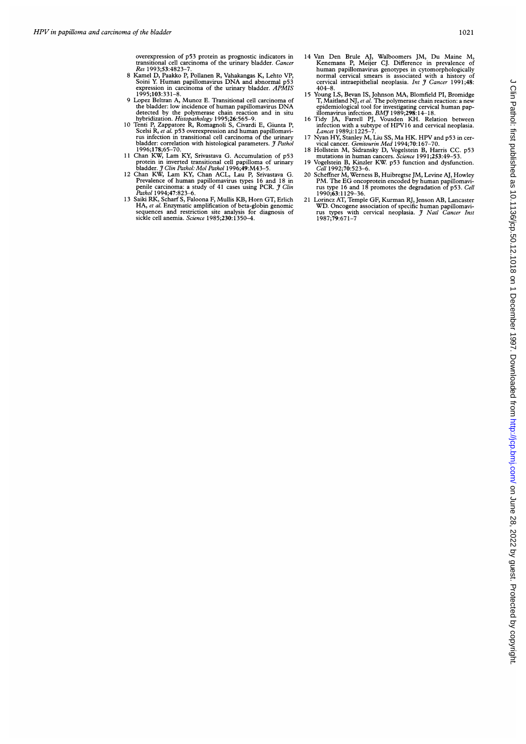overexpression of p53 protein as prognostic indicators in transitional cell carcinoma of the urinary bladder. *Cancer Res* 1993;**53**:4823–7.

8 Kamel D, Paakko P, Pollanen R, Vahakangas K, Lehto VP, Soini Y. Human papillomavirus DNA and abnormal p53 expression in carcinoma of the urinary bladder. *APMIS* 1995;**103**:331–8.

9 Lopez Beltran A, Munoz E. Transitional cell carcinoma of the bladder: low incidence of human papillomavirus DNA detected by the polymerase chain reaction and in situ hybridization. *Histopathology* 1995;**26**:565–9.

10 Tenti P, Zappatore R, Romagnoli S, Civardi E, Giunta P, Scelsi R, *et al.* p53 overexpression and human papillomavirus infection in transitional cell carcinoma of the urinary bladder: correlation with histological parameters. *J Pathol* 1996;**178**;65–70.

11 Chan KW, Lam KY, Srivastava G. Accumulation of p53 protein in inverted transitional cell papilloma of urinary bladder. *J Clin Pathol: Mol Pathol* 1996;**49**:M43–5.

12 Chan KW, Lam KY, Chan ACL, Lau P, Srivastava G. Prevalence of human papillomavirus types 16 and 18 in penile carcinoma: a study of 41 cases using PCR. *J Clin Pathol* 1994;**47**:823–6.

13 Saiki RK, Scharf S, Faloona F, Mullis KB, Horn GT, Erlich HA, *et al.* Enzymatic amplification of beta-globin genomic sequences and restriction site analysis for diagnosis of sickle cell anemia. *Science* 1985;**230**:1350–4.

14 Van Den Brule AJ, Walboomers JM, Du Maine M, Kenemans P, Meijer CJ. Difference in prevalence of human papillomavirus genotypes in cytomorphologically normal cervical smears is associated with a history of cervical intraepithelial neoplasia. *Int J Cancer* 1991;**48**: 404–8.

15 Young LS, Bevan IS, Johnson MA, Blomfield PI, Bromidge T, Maitland NJ, *et al.* The polymerase chain reaction: a new epidemiological tool for investigating cervical human papillomavirus infection. *BMJ* 1989;**298**:14–18.

16 Tidy JA, Farrell PJ, Vousden KH. Relation between infection with a subtype of HPV16 and cervical neoplasia. *Lancet* 1989;**i**:1225–7.

17 Nyan HY, Stanley M, Liu SS, Ma HK. HPV and p53 in cervical cancer. *Genitourin Med* 1994;**70**:167–70.

18 Hollstein M, Sidransky D, Vogelstein B, Harris CC. p53 mutations in human cancers. *Science* 1991;**253**:49–53.

19 Vogelstein B, Kinzler KW. p53 function and dysfunction. *Cell* 1992;**70**:523–6.

20 Scheffner M, Werness B, Huibregtse JM, Levine AJ, Howley PM. The EG oncoprotein encoded by human papillomavirus type 16 and 18 promotes the degradation of p53. *Cell* 1990;**63**:1129–36.

21 Lorincz AT, Temple GF, Kurman RJ, Jenson AB, Lancaster WD. Oncogene association of specific human papillomavirus types with cervical neoplasia. *J Natl Cancer Inst* 1987;**79**:671–7